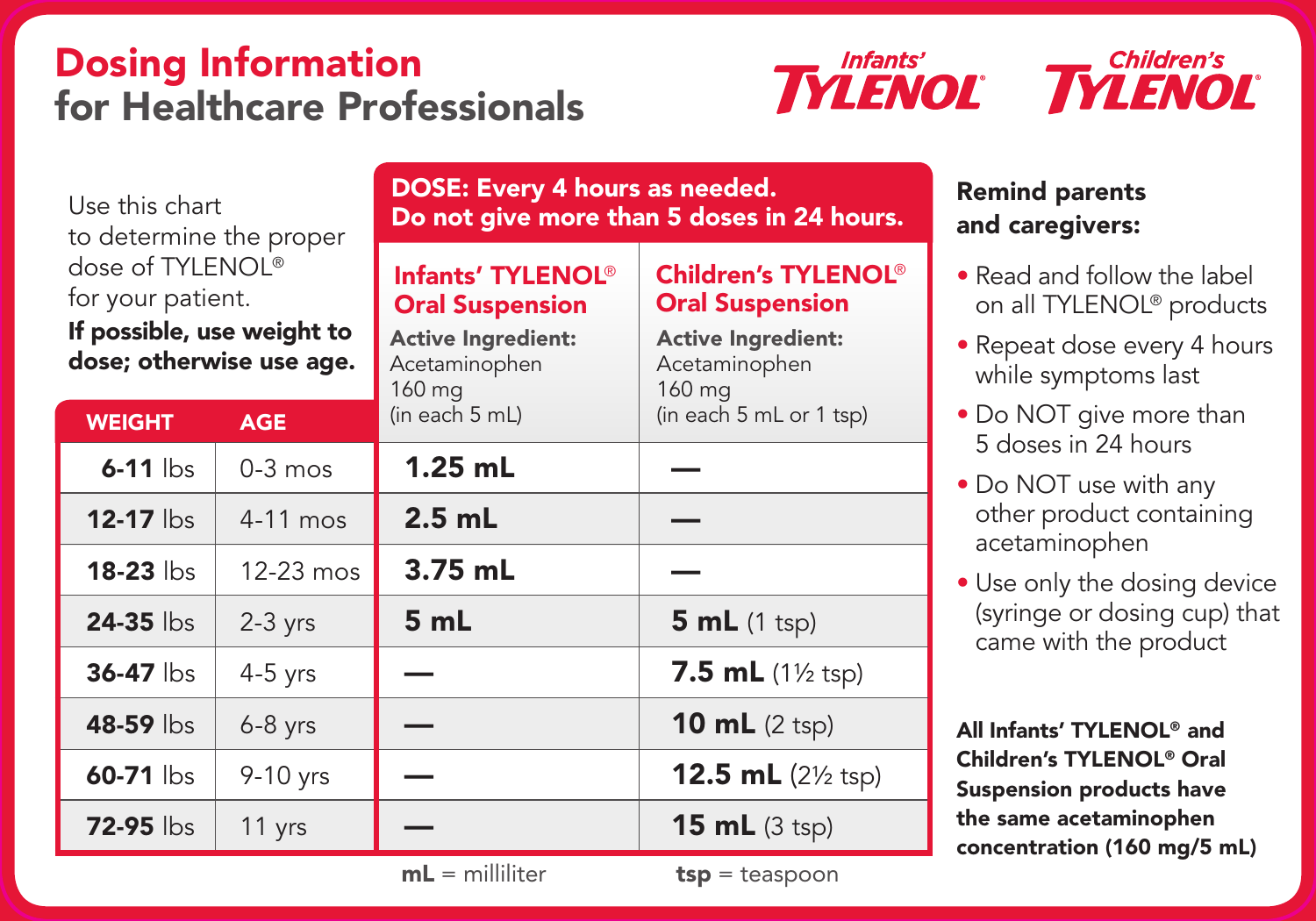# Dosing Information for Healthcare Professionals

Infants' TYLENOL® Children's TYLENOL®

Use this chart to determine the proper dose of TYLENOL® for your patient.

**If possible, use weight to dose; otherwise use age.**

**DOSE: Every 4 hours as needed.**
**Do not give more than 5 doses in 24 hours.**

| WEIGHT | AGE | **Infants' TYLENOL® Oral Suspension**<br>**Active Ingredient:** Acetaminophen 160 mg (in each 5 mL) | **Children's TYLENOL® Oral Suspension**<br>**Active Ingredient:** Acetaminophen 160 mg (in each 5 mL or 1 tsp) |
|---|---|---|---|
| **6-11** lbs | 0-3 mos | **1.25 mL** | — |
| **12-17** lbs | 4-11 mos | **2.5 mL** | — |
| **18-23** lbs | 12-23 mos | **3.75 mL** | — |
| **24-35** lbs | 2-3 yrs | **5 mL** | **5 mL** (1 tsp) |
| **36-47** lbs | 4-5 yrs | — | **7.5 mL** (1½ tsp) |
| **48-59** lbs | 6-8 yrs | — | **10 mL** (2 tsp) |
| **60-71** lbs | 9-10 yrs | — | **12.5 mL** (2½ tsp) |
| **72-95** lbs | 11 yrs | — | **15 mL** (3 tsp) |

**mL** = milliliter **tsp** = teaspoon

**Remind parents and caregivers:**

- Read and follow the label on all TYLENOL® products
- Repeat dose every 4 hours while symptoms last
- Do NOT give more than 5 doses in 24 hours
- Do NOT use with any other product containing acetaminophen
- Use only the dosing device (syringe or dosing cup) that came with the product

**All Infants' TYLENOL® and Children's TYLENOL® Oral Suspension products have the same acetaminophen concentration (160 mg/5 mL)**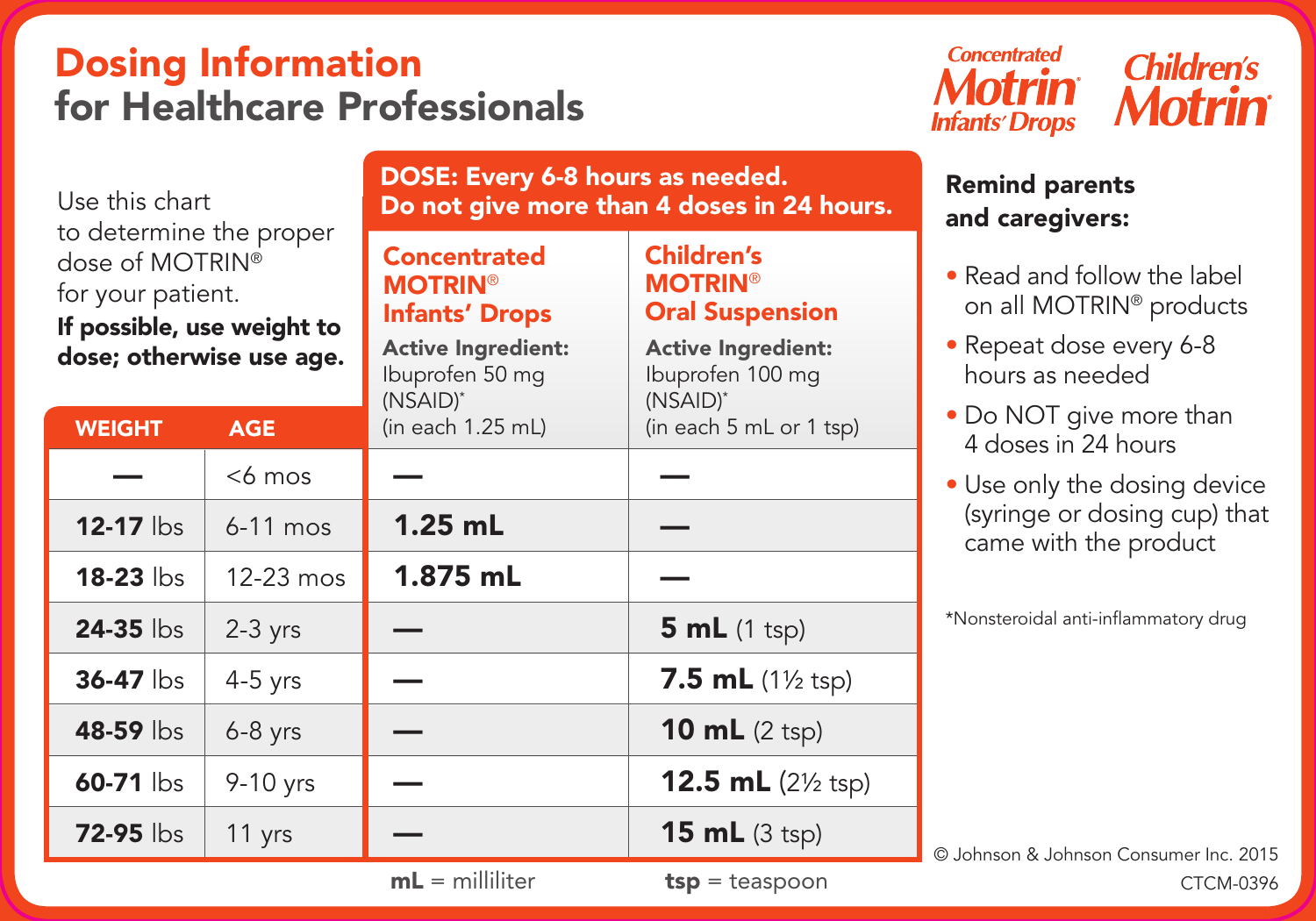# Dosing Information for Healthcare Professionals

**Concentrated Motrin® Infants' Drops** | **Children's Motrin®**

Use this chart to determine the proper dose of MOTRIN® for your patient.
**If possible, use weight to dose; otherwise use age.**

**DOSE: Every 6-8 hours as needed. Do not give more than 4 doses in 24 hours.**

| WEIGHT | AGE | Concentrated MOTRIN® Infants' Drops<br>Active Ingredient: Ibuprofen 50 mg (NSAID)* (in each 1.25 mL) | Children's MOTRIN® Oral Suspension<br>Active Ingredient: Ibuprofen 100 mg (NSAID)* (in each 5 mL or 1 tsp) |
|---|---|---|---|
| — | <6 mos | — | — |
| **12-17** lbs | 6-11 mos | **1.25 mL** | — |
| **18-23** lbs | 12-23 mos | **1.875 mL** | — |
| **24-35** lbs | 2-3 yrs | — | **5 mL** (1 tsp) |
| **36-47** lbs | 4-5 yrs | — | **7.5 mL** (1½ tsp) |
| **48-59** lbs | 6-8 yrs | — | **10 mL** (2 tsp) |
| **60-71** lbs | 9-10 yrs | — | **12.5 mL** (2½ tsp) |
| **72-95** lbs | 11 yrs | — | **15 mL** (3 tsp) |

**mL** = milliliter  **tsp** = teaspoon

**Remind parents and caregivers:**

- Read and follow the label on all MOTRIN® products
- Repeat dose every 6-8 hours as needed
- Do NOT give more than 4 doses in 24 hours
- Use only the dosing device (syringe or dosing cup) that came with the product

*Nonsteroidal anti-inflammatory drug

© Johnson & Johnson Consumer Inc. 2015
CTCM-0396